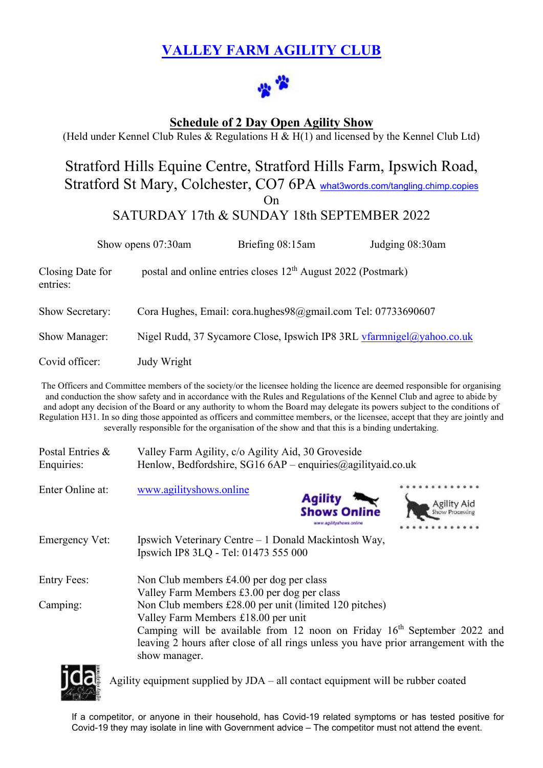# VALLEY FARM AGILITY CLUB

## Schedule of 2 Day Open Agility Show

(Held under Kennel Club Rules & Regulations H & H(1) and licensed by the Kennel Club Ltd)

### Stratford Hills Equine Centre, Stratford Hills Farm, Ipswich Road, Stratford St Mary, Colchester, CO7 6PA what3words.com/tangling.chimp.copies

On

### SATURDAY 17th & SUNDAY 18th SEPTEMBER 2022

Show opens 07:30am Briefing 08:15am Judging 08:30am

Closing Date for entries: postal and online entries closes 12th August 2022 (Postmark)

Show Secretary: Cora Hughes, Email: cora.hughes98@gmail.com Tel: 07733690607

Show Manager: Nigel Rudd, 37 Sycamore Close, Ipswich IP8 3RL vfarmnigel@yahoo.co.uk

Covid officer: Judy Wright

The Officers and Committee members of the society/or the licensee holding the licence are deemed responsible for organising and conduction the show safety and in accordance with the Rules and Regulations of the Kennel Club and agree to abide by and adopt any decision of the Board or any authority to whom the Board may delegate its powers subject to the conditions of Regulation H31. In so ding those appointed as officers and committee members, or the licensee, accept that they are jointly and severally responsible for the organisation of the show and that this is a binding undertaking.

Postal Entries & Enquiries: Valley Farm Agility, c/o Agility Aid, 30 Groveside Henlow, Bedfordshire, SG16 6AP – enquiries@agilityaid.co.uk

Enter Online at: www.agilityshows.online

Emergency Vet: Ipswich Veterinary Centre – 1 Donald Mackintosh Way, Ipswich IP8 3LQ - Tel: 01473 555 000

Entry Fees: Non Club members £4.00 per dog per class
Valley Farm Members £3.00 per dog per class

Camping: Non Club members £28.00 per unit (limited 120 pitches)
Valley Farm Members £18.00 per unit
Camping will be available from 12 noon on Friday 16th September 2022 and leaving 2 hours after close of all rings unless you have prior arrangement with the show manager.

Agility equipment supplied by JDA – all contact equipment will be rubber coated

If a competitor, or anyone in their household, has Covid-19 related symptoms or has tested positive for Covid-19 they may isolate in line with Government advice – The competitor must not attend the event.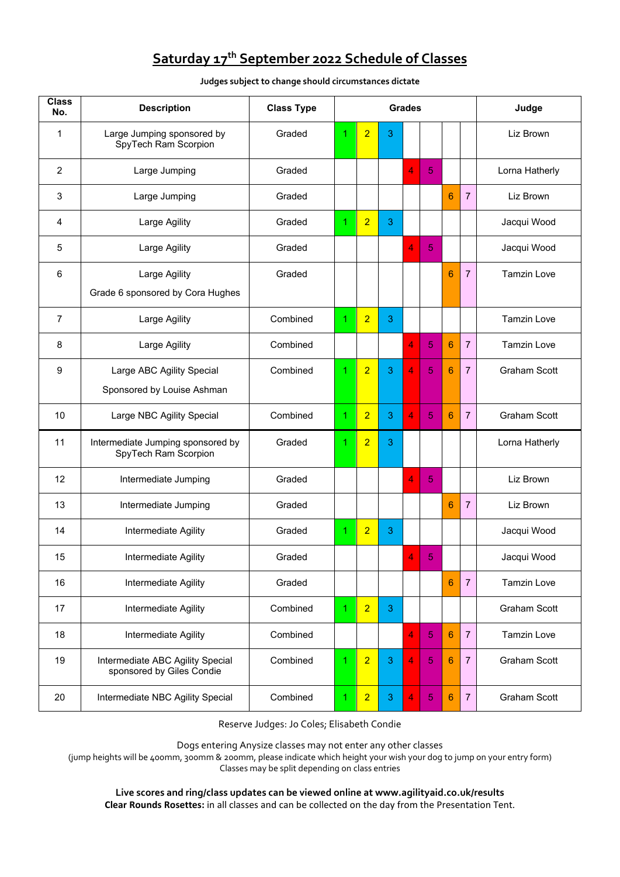## Saturday 17th September 2022 Schedule of Classes

**Judges subject to change should circumstances dictate**

| Class No. | Description | Class Type | Grades | | | | | | | Judge |
|---|---|---|---|---|---|---|---|---|---|---|
| 1 | Large Jumping sponsored by SpyTech Ram Scorpion | Graded | 1 | 2 | 3 | | | | | Liz Brown |
| 2 | Large Jumping | Graded | | | | 4 | 5 | | | Lorna Hatherly |
| 3 | Large Jumping | Graded | | | | | | 6 | 7 | Liz Brown |
| 4 | Large Agility | Graded | 1 | 2 | 3 | | | | | Jacqui Wood |
| 5 | Large Agility | Graded | | | | 4 | 5 | | | Jacqui Wood |
| 6 | Large Agility Grade 6 sponsored by Cora Hughes | Graded | | | | | | 6 | 7 | Tamzin Love |
| 7 | Large Agility | Combined | 1 | 2 | 3 | | | | | Tamzin Love |
| 8 | Large Agility | Combined | | | | 4 | 5 | 6 | 7 | Tamzin Love |
| 9 | Large ABC Agility Special Sponsored by Louise Ashman | Combined | 1 | 2 | 3 | 4 | 5 | 6 | 7 | Graham Scott |
| 10 | Large NBC Agility Special | Combined | 1 | 2 | 3 | 4 | 5 | 6 | 7 | Graham Scott |
| 11 | Intermediate Jumping sponsored by SpyTech Ram Scorpion | Graded | 1 | 2 | 3 | | | | | Lorna Hatherly |
| 12 | Intermediate Jumping | Graded | | | | 4 | 5 | | | Liz Brown |
| 13 | Intermediate Jumping | Graded | | | | | | 6 | 7 | Liz Brown |
| 14 | Intermediate Agility | Graded | 1 | 2 | 3 | | | | | Jacqui Wood |
| 15 | Intermediate Agility | Graded | | | | 4 | 5 | | | Jacqui Wood |
| 16 | Intermediate Agility | Graded | | | | | | 6 | 7 | Tamzin Love |
| 17 | Intermediate Agility | Combined | 1 | 2 | 3 | | | | | Graham Scott |
| 18 | Intermediate Agility | Combined | | | | 4 | 5 | 6 | 7 | Tamzin Love |
| 19 | Intermediate ABC Agility Special sponsored by Giles Condie | Combined | 1 | 2 | 3 | 4 | 5 | 6 | 7 | Graham Scott |
| 20 | Intermediate NBC Agility Special | Combined | 1 | 2 | 3 | 4 | 5 | 6 | 7 | Graham Scott |

Reserve Judges: Jo Coles; Elisabeth Condie

Dogs entering Anysize classes may not enter any other classes
(jump heights will be 400mm, 300mm & 200mm, please indicate which height your wish your dog to jump on your entry form)
Classes may be split depending on class entries

**Live scores and ring/class updates can be viewed online at www.agilityaid.co.uk/results**
**Clear Rounds Rosettes:** in all classes and can be collected on the day from the Presentation Tent.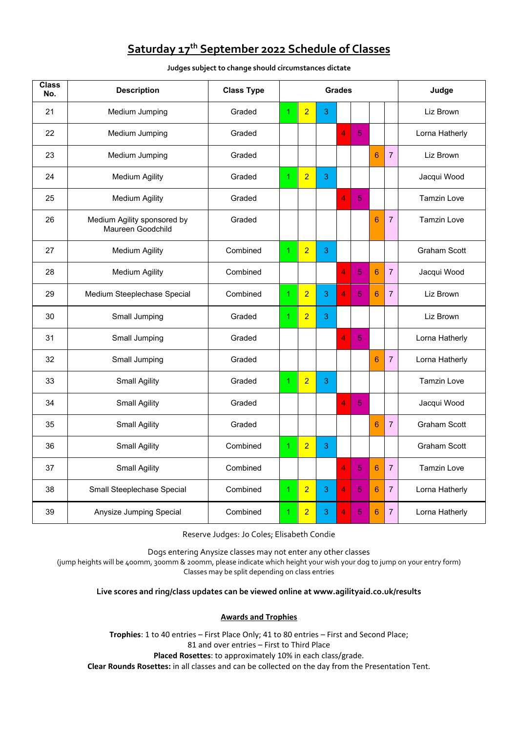## Saturday 17th September 2022 Schedule of Classes

**Judges subject to change should circumstances dictate**

| Class No. | Description | Class Type | Grades | | | | | | | Judge |
|---|---|---|---|---|---|---|---|---|---|---|
| 21 | Medium Jumping | Graded | 1 | 2 | 3 | | | | | Liz Brown |
| 22 | Medium Jumping | Graded | | | | 4 | 5 | | | Lorna Hatherly |
| 23 | Medium Jumping | Graded | | | | | | 6 | 7 | Liz Brown |
| 24 | Medium Agility | Graded | 1 | 2 | 3 | | | | | Jacqui Wood |
| 25 | Medium Agility | Graded | | | | 4 | 5 | | | Tamzin Love |
| 26 | Medium Agility sponsored by Maureen Goodchild | Graded | | | | | | 6 | 7 | Tamzin Love |
| 27 | Medium Agility | Combined | 1 | 2 | 3 | | | | | Graham Scott |
| 28 | Medium Agility | Combined | | | | 4 | 5 | 6 | 7 | Jacqui Wood |
| 29 | Medium Steeplechase Special | Combined | 1 | 2 | 3 | 4 | 5 | 6 | 7 | Liz Brown |
| 30 | Small Jumping | Graded | 1 | 2 | 3 | | | | | Liz Brown |
| 31 | Small Jumping | Graded | | | | 4 | 5 | | | Lorna Hatherly |
| 32 | Small Jumping | Graded | | | | | | 6 | 7 | Lorna Hatherly |
| 33 | Small Agility | Graded | 1 | 2 | 3 | | | | | Tamzin Love |
| 34 | Small Agility | Graded | | | | 4 | 5 | | | Jacqui Wood |
| 35 | Small Agility | Graded | | | | | | 6 | 7 | Graham Scott |
| 36 | Small Agility | Combined | 1 | 2 | 3 | | | | | Graham Scott |
| 37 | Small Agility | Combined | | | | 4 | 5 | 6 | 7 | Tamzin Love |
| 38 | Small Steeplechase Special | Combined | 1 | 2 | 3 | 4 | 5 | 6 | 7 | Lorna Hatherly |
| 39 | Anysize Jumping Special | Combined | 1 | 2 | 3 | 4 | 5 | 6 | 7 | Lorna Hatherly |

Reserve Judges: Jo Coles; Elisabeth Condie

Dogs entering Anysize classes may not enter any other classes
(jump heights will be 400mm, 300mm & 200mm, please indicate which height your wish your dog to jump on your entry form)
Classes may be split depending on class entries

**Live scores and ring/class updates can be viewed online at www.agilityaid.co.uk/results**

**Awards and Trophies**

**Trophies**: 1 to 40 entries – First Place Only; 41 to 80 entries – First and Second Place;
81 and over entries – First to Third Place
**Placed Rosettes**: to approximately 10% in each class/grade.
**Clear Rounds Rosettes:** in all classes and can be collected on the day from the Presentation Tent.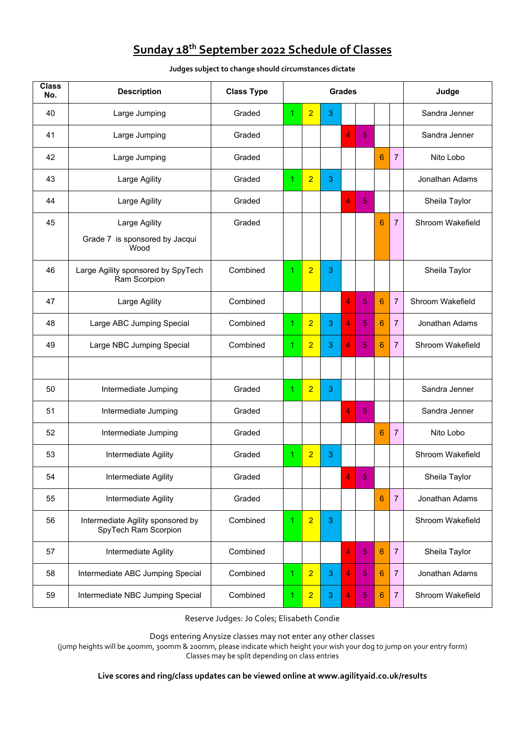# Sunday 18th September 2022 Schedule of Classes

**Judges subject to change should circumstances dictate**

| Class No. | Description | Class Type | Grades | | | | | | | Judge |
|---|---|---|---|---|---|---|---|---|---|---|
| 40 | Large Jumping | Graded | 1 | 2 | 3 | | | | | Sandra Jenner |
| 41 | Large Jumping | Graded | | | | 4 | 5 | | | Sandra Jenner |
| 42 | Large Jumping | Graded | | | | | | 6 | 7 | Nito Lobo |
| 43 | Large Agility | Graded | 1 | 2 | 3 | | | | | Jonathan Adams |
| 44 | Large Agility | Graded | | | | 4 | 5 | | | Sheila Taylor |
| 45 | Large Agility<br>Grade 7 is sponsored by Jacqui Wood | Graded | | | | | | 6 | 7 | Shroom Wakefield |
| 46 | Large Agility sponsored by SpyTech Ram Scorpion | Combined | 1 | 2 | 3 | | | | | Sheila Taylor |
| 47 | Large Agility | Combined | | | | 4 | 5 | 6 | 7 | Shroom Wakefield |
| 48 | Large ABC Jumping Special | Combined | 1 | 2 | 3 | 4 | 5 | 6 | 7 | Jonathan Adams |
| 49 | Large NBC Jumping Special | Combined | 1 | 2 | 3 | 4 | 5 | 6 | 7 | Shroom Wakefield |
| | | | | | | | | | | |
| 50 | Intermediate Jumping | Graded | 1 | 2 | 3 | | | | | Sandra Jenner |
| 51 | Intermediate Jumping | Graded | | | | 4 | 5 | | | Sandra Jenner |
| 52 | Intermediate Jumping | Graded | | | | | | 6 | 7 | Nito Lobo |
| 53 | Intermediate Agility | Graded | 1 | 2 | 3 | | | | | Shroom Wakefield |
| 54 | Intermediate Agility | Graded | | | | 4 | 5 | | | Sheila Taylor |
| 55 | Intermediate Agility | Graded | | | | | | 6 | 7 | Jonathan Adams |
| 56 | Intermediate Agility sponsored by SpyTech Ram Scorpion | Combined | 1 | 2 | 3 | | | | | Shroom Wakefield |
| 57 | Intermediate Agility | Combined | | | | 4 | 5 | 6 | 7 | Sheila Taylor |
| 58 | Intermediate ABC Jumping Special | Combined | 1 | 2 | 3 | 4 | 5 | 6 | 7 | Jonathan Adams |
| 59 | Intermediate NBC Jumping Special | Combined | 1 | 2 | 3 | 4 | 5 | 6 | 7 | Shroom Wakefield |

Reserve Judges: Jo Coles; Elisabeth Condie

Dogs entering Anysize classes may not enter any other classes
(jump heights will be 400mm, 300mm & 200mm, please indicate which height your wish your dog to jump on your entry form)
Classes may be split depending on class entries

**Live scores and ring/class updates can be viewed online at www.agilityaid.co.uk/results**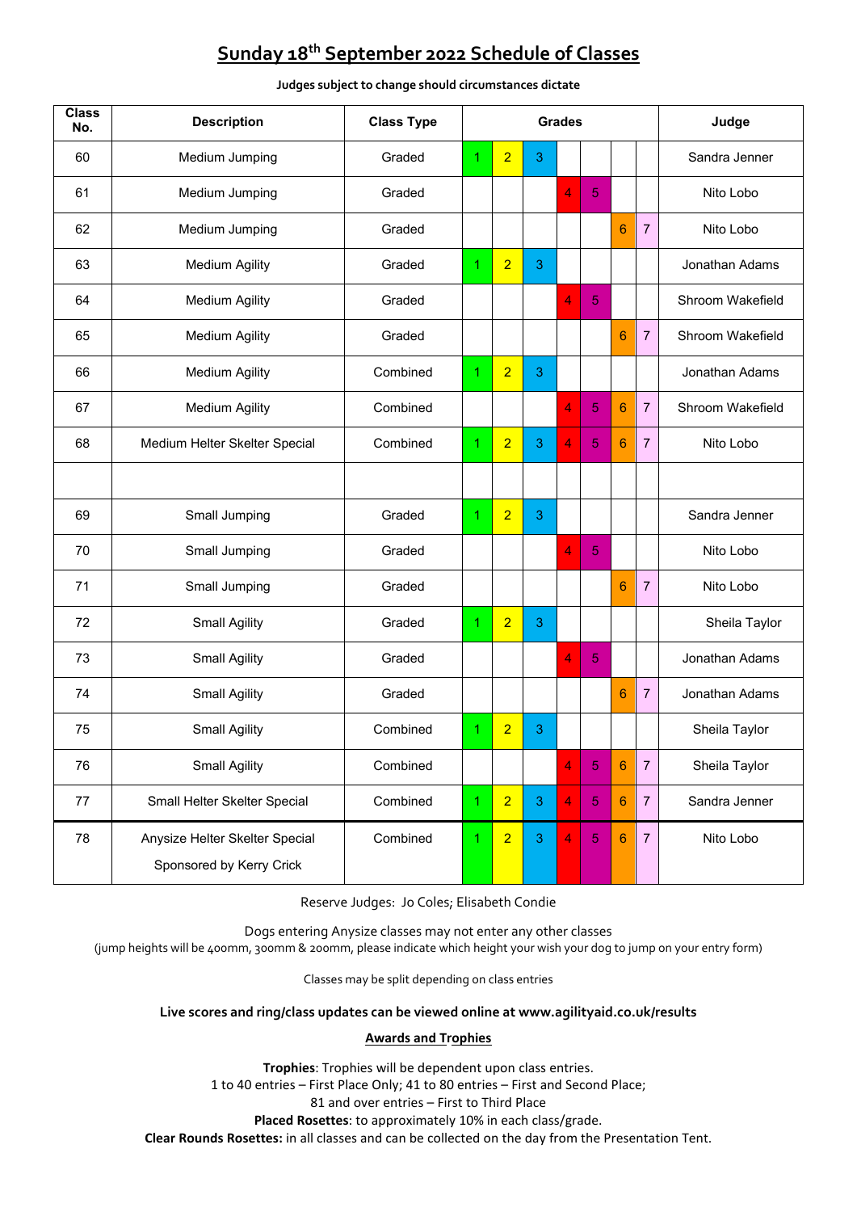## Sunday 18th September 2022 Schedule of Classes

**Judges subject to change should circumstances dictate**

| Class No. | Description | Class Type | Grades | | | | | | | Judge |
|---|---|---|---|---|---|---|---|---|---|---|
| 60 | Medium Jumping | Graded | 1 | 2 | 3 | | | | | Sandra Jenner |
| 61 | Medium Jumping | Graded | | | | 4 | 5 | | | Nito Lobo |
| 62 | Medium Jumping | Graded | | | | | | 6 | 7 | Nito Lobo |
| 63 | Medium Agility | Graded | 1 | 2 | 3 | | | | | Jonathan Adams |
| 64 | Medium Agility | Graded | | | | 4 | 5 | | | Shroom Wakefield |
| 65 | Medium Agility | Graded | | | | | | 6 | 7 | Shroom Wakefield |
| 66 | Medium Agility | Combined | 1 | 2 | 3 | | | | | Jonathan Adams |
| 67 | Medium Agility | Combined | | | | 4 | 5 | 6 | 7 | Shroom Wakefield |
| 68 | Medium Helter Skelter Special | Combined | 1 | 2 | 3 | 4 | 5 | 6 | 7 | Nito Lobo |
| | | | | | | | | | | |
| 69 | Small Jumping | Graded | 1 | 2 | 3 | | | | | Sandra Jenner |
| 70 | Small Jumping | Graded | | | | 4 | 5 | | | Nito Lobo |
| 71 | Small Jumping | Graded | | | | | | 6 | 7 | Nito Lobo |
| 72 | Small Agility | Graded | 1 | 2 | 3 | | | | | Sheila Taylor |
| 73 | Small Agility | Graded | | | | 4 | 5 | | | Jonathan Adams |
| 74 | Small Agility | Graded | | | | | | 6 | 7 | Jonathan Adams |
| 75 | Small Agility | Combined | 1 | 2 | 3 | | | | | Sheila Taylor |
| 76 | Small Agility | Combined | | | | 4 | 5 | 6 | 7 | Sheila Taylor |
| 77 | Small Helter Skelter Special | Combined | 1 | 2 | 3 | 4 | 5 | 6 | 7 | Sandra Jenner |
| 78 | Anysize Helter Skelter Special Sponsored by Kerry Crick | Combined | 1 | 2 | 3 | 4 | 5 | 6 | 7 | Nito Lobo |

Reserve Judges: Jo Coles; Elisabeth Condie

Dogs entering Anysize classes may not enter any other classes
(jump heights will be 400mm, 300mm & 200mm, please indicate which height your wish your dog to jump on your entry form)

Classes may be split depending on class entries

**Live scores and ring/class updates can be viewed online at www.agilityaid.co.uk/results**

**Awards and Trophies**

**Trophies**: Trophies will be dependent upon class entries.
1 to 40 entries – First Place Only; 41 to 80 entries – First and Second Place;
81 and over entries – First to Third Place
**Placed Rosettes**: to approximately 10% in each class/grade.
**Clear Rounds Rosettes:** in all classes and can be collected on the day from the Presentation Tent.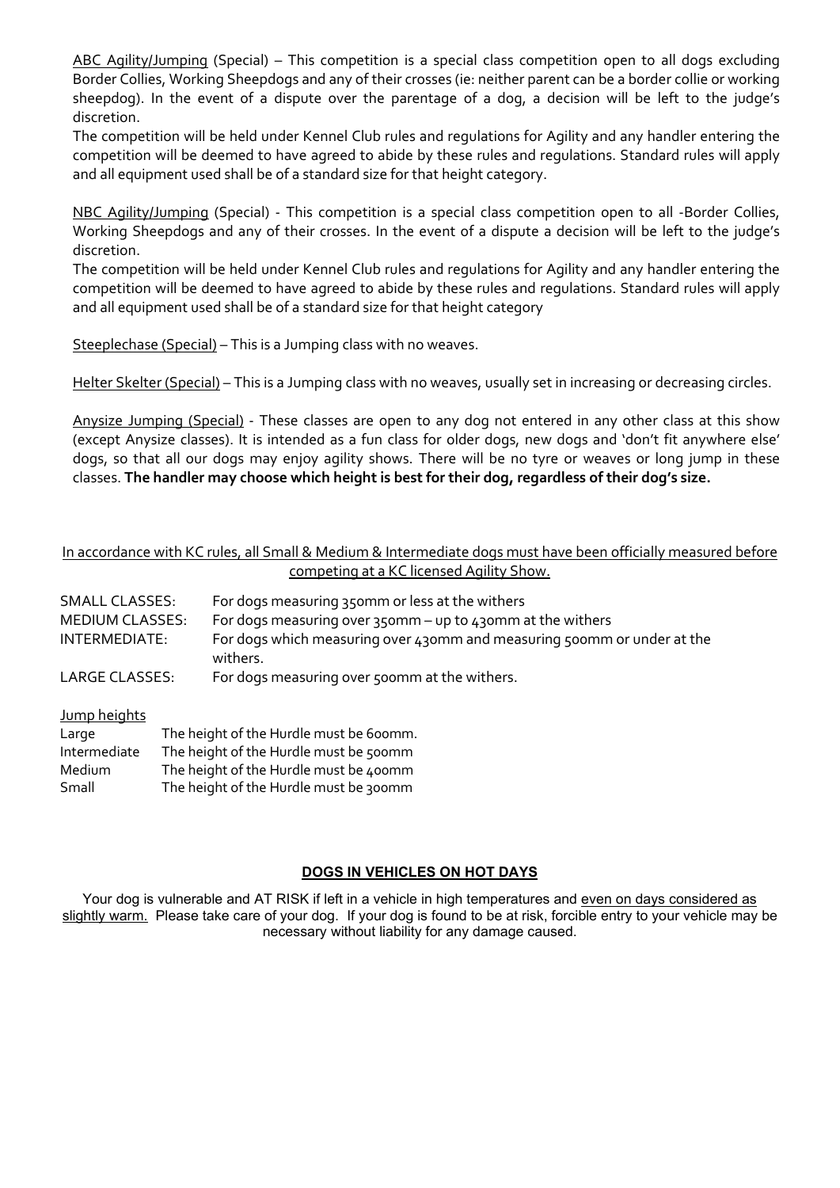ABC Agility/Jumping (Special) – This competition is a special class competition open to all dogs excluding Border Collies, Working Sheepdogs and any of their crosses (ie: neither parent can be a border collie or working sheepdog). In the event of a dispute over the parentage of a dog, a decision will be left to the judge's discretion.

The competition will be held under Kennel Club rules and regulations for Agility and any handler entering the competition will be deemed to have agreed to abide by these rules and regulations. Standard rules will apply and all equipment used shall be of a standard size for that height category.

NBC Agility/Jumping (Special) - This competition is a special class competition open to all -Border Collies, Working Sheepdogs and any of their crosses. In the event of a dispute a decision will be left to the judge's discretion.

The competition will be held under Kennel Club rules and regulations for Agility and any handler entering the competition will be deemed to have agreed to abide by these rules and regulations. Standard rules will apply and all equipment used shall be of a standard size for that height category

Steeplechase (Special) – This is a Jumping class with no weaves.

Helter Skelter (Special) – This is a Jumping class with no weaves, usually set in increasing or decreasing circles.

Anysize Jumping (Special) - These classes are open to any dog not entered in any other class at this show (except Anysize classes). It is intended as a fun class for older dogs, new dogs and 'don't fit anywhere else' dogs, so that all our dogs may enjoy agility shows. There will be no tyre or weaves or long jump in these classes. **The handler may choose which height is best for their dog, regardless of their dog's size.**

In accordance with KC rules, all Small & Medium & Intermediate dogs must have been officially measured before competing at a KC licensed Agility Show.

| | |
|---|---|
| SMALL CLASSES: | For dogs measuring 350mm or less at the withers |
| MEDIUM CLASSES: | For dogs measuring over 350mm – up to 430mm at the withers |
| INTERMEDIATE: | For dogs which measuring over 430mm and measuring 500mm or under at the withers. |
| LARGE CLASSES: | For dogs measuring over 500mm at the withers. |

Jump heights

| | |
|---|---|
| Large | The height of the Hurdle must be 600mm. |
| Intermediate | The height of the Hurdle must be 500mm |
| Medium | The height of the Hurdle must be 400mm |
| Small | The height of the Hurdle must be 300mm |

## DOGS IN VEHICLES ON HOT DAYS

Your dog is vulnerable and AT RISK if left in a vehicle in high temperatures and even on days considered as slightly warm. Please take care of your dog. If your dog is found to be at risk, forcible entry to your vehicle may be necessary without liability for any damage caused.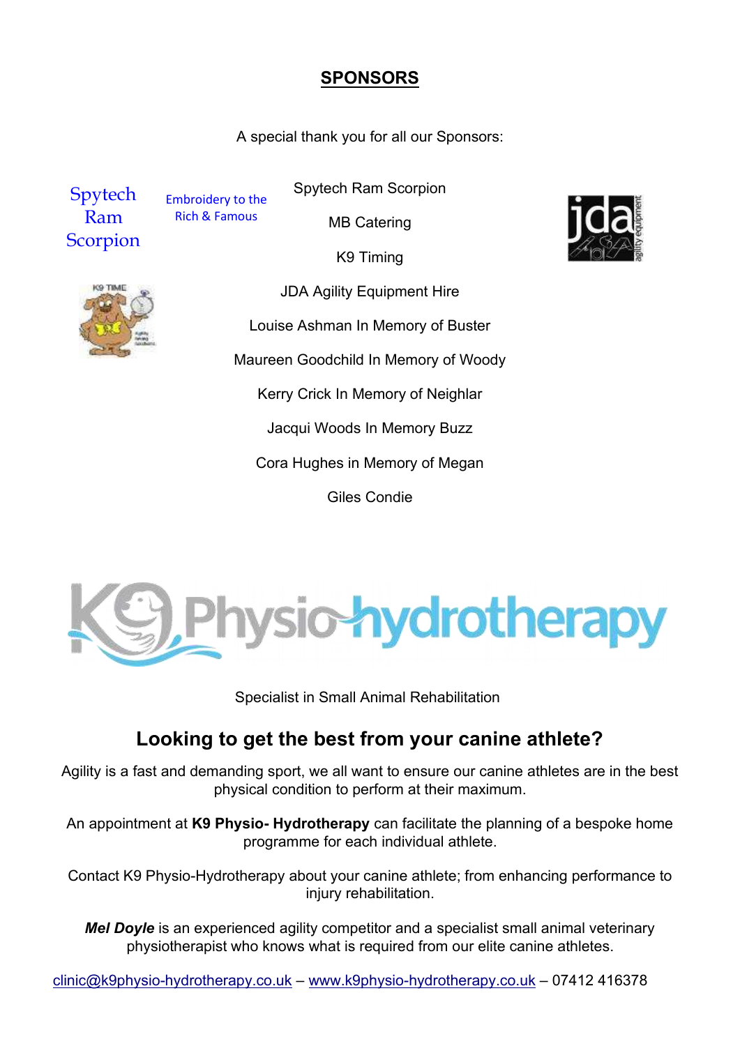## SPONSORS

A special thank you for all our Sponsors:

Spytech Ram Scorpion

Embroidery to the Rich & Famous

Spytech Ram Scorpion

MB Catering

K9 Timing

JDA Agility Equipment Hire

Louise Ashman In Memory of Buster

Maureen Goodchild In Memory of Woody

Kerry Crick In Memory of Neighlar

Jacqui Woods In Memory Buzz

Cora Hughes in Memory of Megan

Giles Condie

K9 Physio-hydrotherapy

Specialist in Small Animal Rehabilitation

## Looking to get the best from your canine athlete?

Agility is a fast and demanding sport, we all want to ensure our canine athletes are in the best physical condition to perform at their maximum.

An appointment at **K9 Physio- Hydrotherapy** can facilitate the planning of a bespoke home programme for each individual athlete.

Contact K9 Physio-Hydrotherapy about your canine athlete; from enhancing performance to injury rehabilitation.

***Mel Doyle*** is an experienced agility competitor and a specialist small animal veterinary physiotherapist who knows what is required from our elite canine athletes.

clinic@k9physio-hydrotherapy.co.uk – www.k9physio-hydrotherapy.co.uk – 07412 416378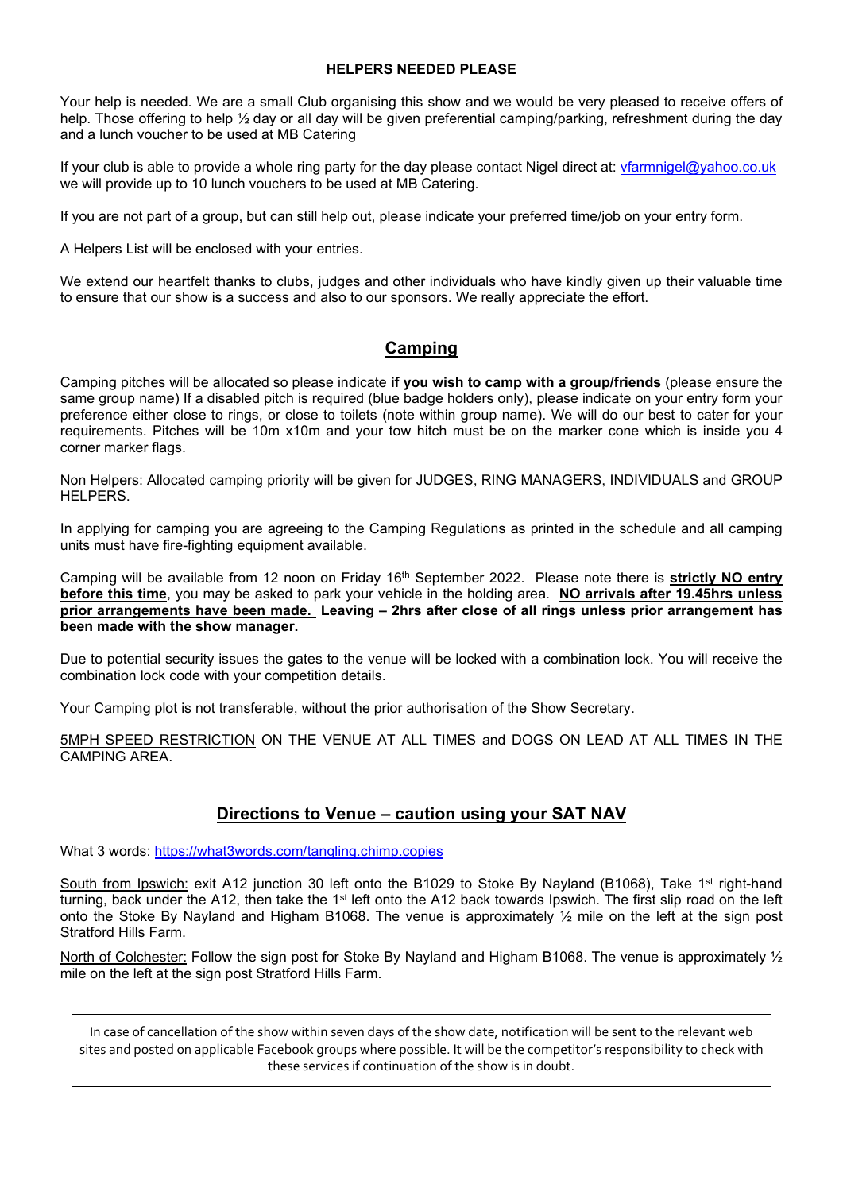**HELPERS NEEDED PLEASE**

Your help is needed. We are a small Club organising this show and we would be very pleased to receive offers of help. Those offering to help ½ day or all day will be given preferential camping/parking, refreshment during the day and a lunch voucher to be used at MB Catering

If your club is able to provide a whole ring party for the day please contact Nigel direct at: [vfarmnigel@yahoo.co.uk](mailto:vfarmnigel@yahoo.co.uk) we will provide up to 10 lunch vouchers to be used at MB Catering.

If you are not part of a group, but can still help out, please indicate your preferred time/job on your entry form.

A Helpers List will be enclosed with your entries.

We extend our heartfelt thanks to clubs, judges and other individuals who have kindly given up their valuable time to ensure that our show is a success and also to our sponsors. We really appreciate the effort.

## Camping

Camping pitches will be allocated so please indicate **if you wish to camp with a group/friends** (please ensure the same group name) If a disabled pitch is required (blue badge holders only), please indicate on your entry form your preference either close to rings, or close to toilets (note within group name). We will do our best to cater for your requirements. Pitches will be 10m x10m and your tow hitch must be on the marker cone which is inside you 4 corner marker flags.

Non Helpers: Allocated camping priority will be given for JUDGES, RING MANAGERS, INDIVIDUALS and GROUP HELPERS.

In applying for camping you are agreeing to the Camping Regulations as printed in the schedule and all camping units must have fire-fighting equipment available.

Camping will be available from 12 noon on Friday 16th September 2022. Please note there is **strictly NO entry before this time**, you may be asked to park your vehicle in the holding area. **NO arrivals after 19.45hrs unless prior arrangements have been made. Leaving – 2hrs after close of all rings unless prior arrangement has been made with the show manager.**

Due to potential security issues the gates to the venue will be locked with a combination lock. You will receive the combination lock code with your competition details.

Your Camping plot is not transferable, without the prior authorisation of the Show Secretary.

5MPH SPEED RESTRICTION ON THE VENUE AT ALL TIMES and DOGS ON LEAD AT ALL TIMES IN THE CAMPING AREA.

## Directions to Venue – caution using your SAT NAV

What 3 words: [https://what3words.com/tangling.chimp.copies](https://what3words.com/tangling.chimp.copies)

South from Ipswich: exit A12 junction 30 left onto the B1029 to Stoke By Nayland (B1068), Take 1st right-hand turning, back under the A12, then take the 1st left onto the A12 back towards Ipswich. The first slip road on the left onto the Stoke By Nayland and Higham B1068. The venue is approximately ½ mile on the left at the sign post Stratford Hills Farm.

North of Colchester: Follow the sign post for Stoke By Nayland and Higham B1068. The venue is approximately ½ mile on the left at the sign post Stratford Hills Farm.

In case of cancellation of the show within seven days of the show date, notification will be sent to the relevant web sites and posted on applicable Facebook groups where possible. It will be the competitor's responsibility to check with these services if continuation of the show is in doubt.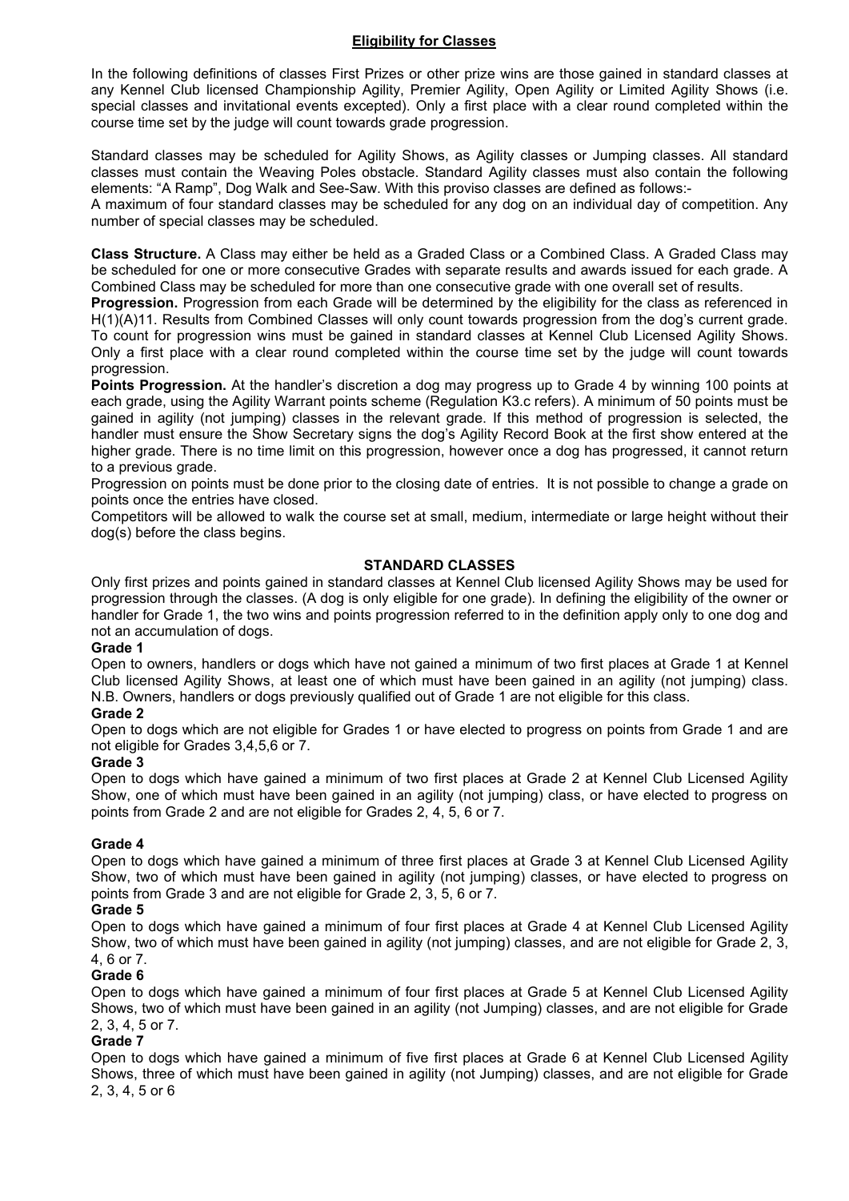## Eligibility for Classes

In the following definitions of classes First Prizes or other prize wins are those gained in standard classes at any Kennel Club licensed Championship Agility, Premier Agility, Open Agility or Limited Agility Shows (i.e. special classes and invitational events excepted). Only a first place with a clear round completed within the course time set by the judge will count towards grade progression.

Standard classes may be scheduled for Agility Shows, as Agility classes or Jumping classes. All standard classes must contain the Weaving Poles obstacle. Standard Agility classes must also contain the following elements: “A Ramp”, Dog Walk and See-Saw. With this proviso classes are defined as follows:-

A maximum of four standard classes may be scheduled for any dog on an individual day of competition. Any number of special classes may be scheduled.

**Class Structure.** A Class may either be held as a Graded Class or a Combined Class. A Graded Class may be scheduled for one or more consecutive Grades with separate results and awards issued for each grade. A Combined Class may be scheduled for more than one consecutive grade with one overall set of results.

**Progression.** Progression from each Grade will be determined by the eligibility for the class as referenced in H(1)(A)11. Results from Combined Classes will only count towards progression from the dog’s current grade. To count for progression wins must be gained in standard classes at Kennel Club Licensed Agility Shows. Only a first place with a clear round completed within the course time set by the judge will count towards progression.

**Points Progression.** At the handler’s discretion a dog may progress up to Grade 4 by winning 100 points at each grade, using the Agility Warrant points scheme (Regulation K3.c refers). A minimum of 50 points must be gained in agility (not jumping) classes in the relevant grade. If this method of progression is selected, the handler must ensure the Show Secretary signs the dog’s Agility Record Book at the first show entered at the higher grade. There is no time limit on this progression, however once a dog has progressed, it cannot return to a previous grade.

Progression on points must be done prior to the closing date of entries. It is not possible to change a grade on points once the entries have closed.

Competitors will be allowed to walk the course set at small, medium, intermediate or large height without their dog(s) before the class begins.

## STANDARD CLASSES

Only first prizes and points gained in standard classes at Kennel Club licensed Agility Shows may be used for progression through the classes. (A dog is only eligible for one grade). In defining the eligibility of the owner or handler for Grade 1, the two wins and points progression referred to in the definition apply only to one dog and not an accumulation of dogs.

**Grade 1**

Open to owners, handlers or dogs which have not gained a minimum of two first places at Grade 1 at Kennel Club licensed Agility Shows, at least one of which must have been gained in an agility (not jumping) class. N.B. Owners, handlers or dogs previously qualified out of Grade 1 are not eligible for this class.

**Grade 2**

Open to dogs which are not eligible for Grades 1 or have elected to progress on points from Grade 1 and are not eligible for Grades 3,4,5,6 or 7.

**Grade 3**

Open to dogs which have gained a minimum of two first places at Grade 2 at Kennel Club Licensed Agility Show, one of which must have been gained in an agility (not jumping) class, or have elected to progress on points from Grade 2 and are not eligible for Grades 2, 4, 5, 6 or 7.

**Grade 4**

Open to dogs which have gained a minimum of three first places at Grade 3 at Kennel Club Licensed Agility Show, two of which must have been gained in agility (not jumping) classes, or have elected to progress on points from Grade 3 and are not eligible for Grade 2, 3, 5, 6 or 7.

**Grade 5**

Open to dogs which have gained a minimum of four first places at Grade 4 at Kennel Club Licensed Agility Show, two of which must have been gained in agility (not jumping) classes, and are not eligible for Grade 2, 3, 4, 6 or 7.

**Grade 6**

Open to dogs which have gained a minimum of four first places at Grade 5 at Kennel Club Licensed Agility Shows, two of which must have been gained in an agility (not Jumping) classes, and are not eligible for Grade 2, 3, 4, 5 or 7.

**Grade 7**

Open to dogs which have gained a minimum of five first places at Grade 6 at Kennel Club Licensed Agility Shows, three of which must have been gained in agility (not Jumping) classes, and are not eligible for Grade 2, 3, 4, 5 or 6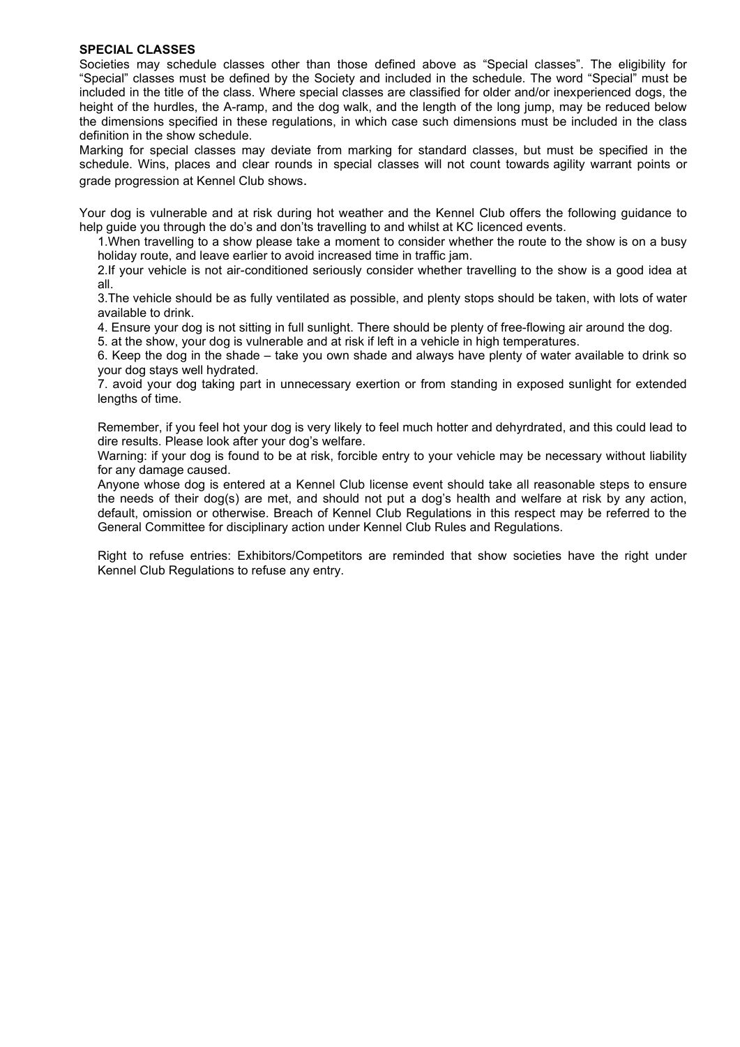### SPECIAL CLASSES

Societies may schedule classes other than those defined above as "Special classes". The eligibility for "Special" classes must be defined by the Society and included in the schedule. The word "Special" must be included in the title of the class. Where special classes are classified for older and/or inexperienced dogs, the height of the hurdles, the A-ramp, and the dog walk, and the length of the long jump, may be reduced below the dimensions specified in these regulations, in which case such dimensions must be included in the class definition in the show schedule.

Marking for special classes may deviate from marking for standard classes, but must be specified in the schedule. Wins, places and clear rounds in special classes will not count towards agility warrant points or grade progression at Kennel Club shows.

Your dog is vulnerable and at risk during hot weather and the Kennel Club offers the following guidance to help guide you through the do's and don'ts travelling to and whilst at KC licenced events.

1.When travelling to a show please take a moment to consider whether the route to the show is on a busy holiday route, and leave earlier to avoid increased time in traffic jam.

2.If your vehicle is not air-conditioned seriously consider whether travelling to the show is a good idea at all.

3.The vehicle should be as fully ventilated as possible, and plenty stops should be taken, with lots of water available to drink.

4. Ensure your dog is not sitting in full sunlight. There should be plenty of free-flowing air around the dog.

5. at the show, your dog is vulnerable and at risk if left in a vehicle in high temperatures.

6. Keep the dog in the shade – take you own shade and always have plenty of water available to drink so your dog stays well hydrated.

7. avoid your dog taking part in unnecessary exertion or from standing in exposed sunlight for extended lengths of time.

Remember, if you feel hot your dog is very likely to feel much hotter and dehyrdrated, and this could lead to dire results. Please look after your dog's welfare.

Warning: if your dog is found to be at risk, forcible entry to your vehicle may be necessary without liability for any damage caused.

Anyone whose dog is entered at a Kennel Club license event should take all reasonable steps to ensure the needs of their dog(s) are met, and should not put a dog's health and welfare at risk by any action, default, omission or otherwise. Breach of Kennel Club Regulations in this respect may be referred to the General Committee for disciplinary action under Kennel Club Rules and Regulations.

Right to refuse entries: Exhibitors/Competitors are reminded that show societies have the right under Kennel Club Regulations to refuse any entry.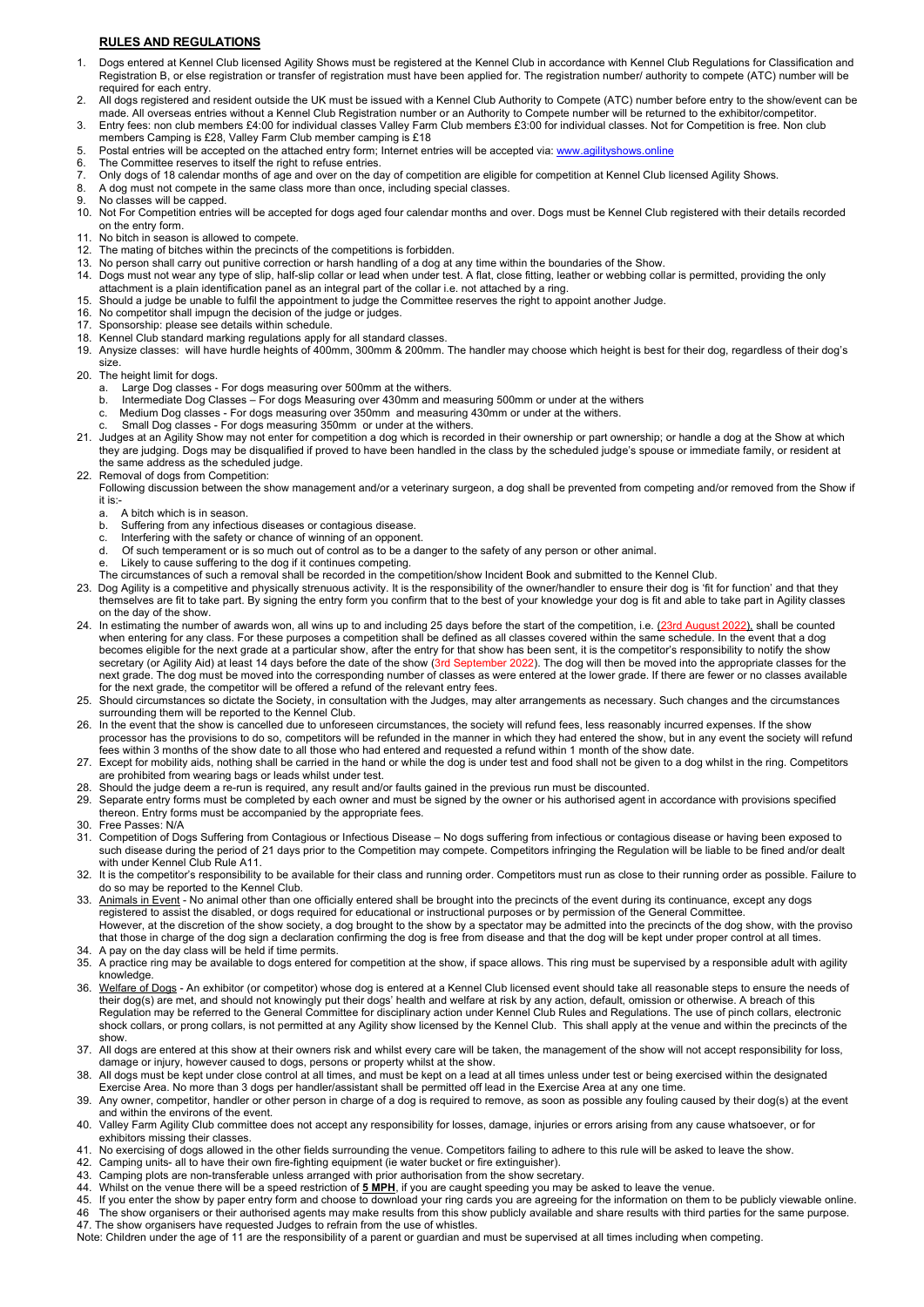## RULES AND REGULATIONS

1. Dogs entered at Kennel Club licensed Agility Shows must be registered at the Kennel Club in accordance with Kennel Club Regulations for Classification and Registration B, or else registration or transfer of registration must have been applied for. The registration number/ authority to compete (ATC) number will be required for each entry.
2. All dogs registered and resident outside the UK must be issued with a Kennel Club Authority to Compete (ATC) number before entry to the show/event can be made. All overseas entries without a Kennel Club Registration number or an Authority to Compete number will be returned to the exhibitor/competitor.
3. Entry fees: non club members £4:00 for individual classes Valley Farm Club members £3:00 for individual classes. Not for Competition is free. Non club members Camping is £28, Valley Farm Club member camping is £18
5. Postal entries will be accepted on the attached entry form; Internet entries will be accepted via: www.agilityshows.online
6. The Committee reserves to itself the right to refuse entries.
7. Only dogs of 18 calendar months of age and over on the day of competition are eligible for competition at Kennel Club licensed Agility Shows.
8. A dog must not compete in the same class more than once, including special classes.
9. No classes will be capped.
10. Not For Competition entries will be accepted for dogs aged four calendar months and over. Dogs must be Kennel Club registered with their details recorded on the entry form.
11. No bitch in season is allowed to compete.
12. The mating of bitches within the precincts of the competitions is forbidden.
13. No person shall carry out punitive correction or harsh handling of a dog at any time within the boundaries of the Show.
14. Dogs must not wear any type of slip, half-slip collar or lead when under test. A flat, close fitting, leather or webbing collar is permitted, providing the only attachment is a plain identification panel as an integral part of the collar i.e. not attached by a ring.
15. Should a judge be unable to fulfil the appointment to judge the Committee reserves the right to appoint another Judge.
16. No competitor shall impugn the decision of the judge or judges.
17. Sponsorship: please see details within schedule.
18. Kennel Club standard marking regulations apply for all standard classes.
19. Anysize classes: will have hurdle heights of 400mm, 300mm & 200mm. The handler may choose which height is best for their dog, regardless of their dog's size.
20. The height limit for dogs.
    a. Large Dog classes - For dogs measuring over 500mm at the withers.
    b. Intermediate Dog Classes – For dogs Measuring over 430mm and measuring 500mm or under at the withers
    c. Medium Dog classes - For dogs measuring over 350mm and measuring 430mm or under at the withers.
    c. Small Dog classes - For dogs measuring 350mm or under at the withers.
21. Judges at an Agility Show may not enter for competition a dog which is recorded in their ownership or part ownership; or handle a dog at the Show at which they are judging. Dogs may be disqualified if proved to have been handled in the class by the scheduled judge's spouse or immediate family, or resident at the same address as the scheduled judge.
22. Removal of dogs from Competition:
    Following discussion between the show management and/or a veterinary surgeon, a dog shall be prevented from competing and/or removed from the Show if it is:-
    a. A bitch which is in season.
    b. Suffering from any infectious diseases or contagious disease.
    c. Interfering with the safety or chance of winning of an opponent.
    d. Of such temperament or is so much out of control as to be a danger to the safety of any person or other animal.
    e. Likely to cause suffering to the dog if it continues competing.
    The circumstances of such a removal shall be recorded in the competition/show Incident Book and submitted to the Kennel Club.
23. Dog Agility is a competitive and physically strenuous activity. It is the responsibility of the owner/handler to ensure their dog is 'fit for function' and that they themselves are fit to take part. By signing the entry form you confirm that to the best of your knowledge your dog is fit and able to take part in Agility classes on the day of the show.
24. In estimating the number of awards won, all wins up to and including 25 days before the start of the competition, i.e. (23rd August 2022), shall be counted when entering for any class. For these purposes a competition shall be defined as all classes covered within the same schedule. In the event that a dog becomes eligible for the next grade at a particular show, after the entry for that show has been sent, it is the competitor's responsibility to notify the show secretary (or Agility Aid) at least 14 days before the date of the show (3rd September 2022). The dog will then be moved into the appropriate classes for the next grade. The dog must be moved into the corresponding number of classes as were entered at the lower grade. If there are fewer or no classes available for the next grade, the competitor will be offered a refund of the relevant entry fees.
25. Should circumstances so dictate the Society, in consultation with the Judges, may alter arrangements as necessary. Such changes and the circumstances surrounding them will be reported to the Kennel Club.
26. In the event that the show is cancelled due to unforeseen circumstances, the society will refund fees, less reasonably incurred expenses. If the show processor has the provisions to do so, competitors will be refunded in the manner in which they had entered the show, but in any event the society will refund fees within 3 months of the show date to all those who had entered and requested a refund within 1 month of the show date.
27. Except for mobility aids, nothing shall be carried in the hand or while the dog is under test and food shall not be given to a dog whilst in the ring. Competitors are prohibited from wearing bags or leads whilst under test.
28. Should the judge deem a re-run is required, any result and/or faults gained in the previous run must be discounted.
29. Separate entry forms must be completed by each owner and must be signed by the owner or his authorised agent in accordance with provisions specified thereon. Entry forms must be accompanied by the appropriate fees.
30. Free Passes: N/A
31. Competition of Dogs Suffering from Contagious or Infectious Disease – No dogs suffering from infectious or contagious disease or having been exposed to such disease during the period of 21 days prior to the Competition may compete. Competitors infringing the Regulation will be liable to be fined and/or dealt with under Kennel Club Rule A11.
32. It is the competitor's responsibility to be available for their class and running order. Competitors must run as close to their running order as possible. Failure to do so may be reported to the Kennel Club.
33. Animals in Event - No animal other than one officially entered shall be brought into the precincts of the event during its continuance, except any dogs registered to assist the disabled, or dogs required for educational or instructional purposes or by permission of the General Committee.
    However, at the discretion of the show society, a dog brought to the show by a spectator may be admitted into the precincts of the dog show, with the proviso that those in charge of the dog sign a declaration confirming the dog is free from disease and that the dog will be kept under proper control at all times.
34. A pay on the day class will be held if time permits.
35. A practice ring may be available to dogs entered for competition at the show, if space allows. This ring must be supervised by a responsible adult with agility knowledge.
36. Welfare of Dogs - An exhibitor (or competitor) whose dog is entered at a Kennel Club licensed event should take all reasonable steps to ensure the needs of their dog(s) are met, and should not knowingly put their dogs' health and welfare at risk by any action, default, omission or otherwise. A breach of this Regulation may be referred to the General Committee for disciplinary action under Kennel Club Rules and Regulations. The use of pinch collars, electronic shock collars, or prong collars, is not permitted at any Agility show licensed by the Kennel Club. This shall apply at the venue and within the precincts of the show.
37. All dogs are entered at this show at their owners risk and whilst every care will be taken, the management of the show will not accept responsibility for loss, damage or injury, however caused to dogs, persons or property whilst at the show.
38. All dogs must be kept under close control at all times, and must be kept on a lead at all times unless under test or being exercised within the designated Exercise Area. No more than 3 dogs per handler/assistant shall be permitted off lead in the Exercise Area at any one time.
39. Any owner, competitor, handler or other person in charge of a dog is required to remove, as soon as possible any fouling caused by their dog(s) at the event and within the environs of the event.
40. Valley Farm Agility Club committee does not accept any responsibility for losses, damage, injuries or errors arising from any cause whatsoever, or for exhibitors missing their classes.
41. No exercising of dogs allowed in the other fields surrounding the venue. Competitors failing to adhere to this rule will be asked to leave the show.
42. Camping units- all to have their own fire-fighting equipment (ie water bucket or fire extinguisher).
43. Camping plots are non-transferable unless arranged with prior authorisation from the show secretary.
44. Whilst on the venue there will be a speed restriction of **5 MPH**, if you are caught speeding you may be asked to leave the venue.
45. If you enter the show by paper entry form and choose to download your ring cards you are agreeing for the information on them to be publicly viewable online.
46. The show organisers or their authorised agents may make results from this show publicly available and share results with third parties for the same purpose.
47. The show organisers have requested Judges to refrain from the use of whistles.

Note: Children under the age of 11 are the responsibility of a parent or guardian and must be supervised at all times including when competing.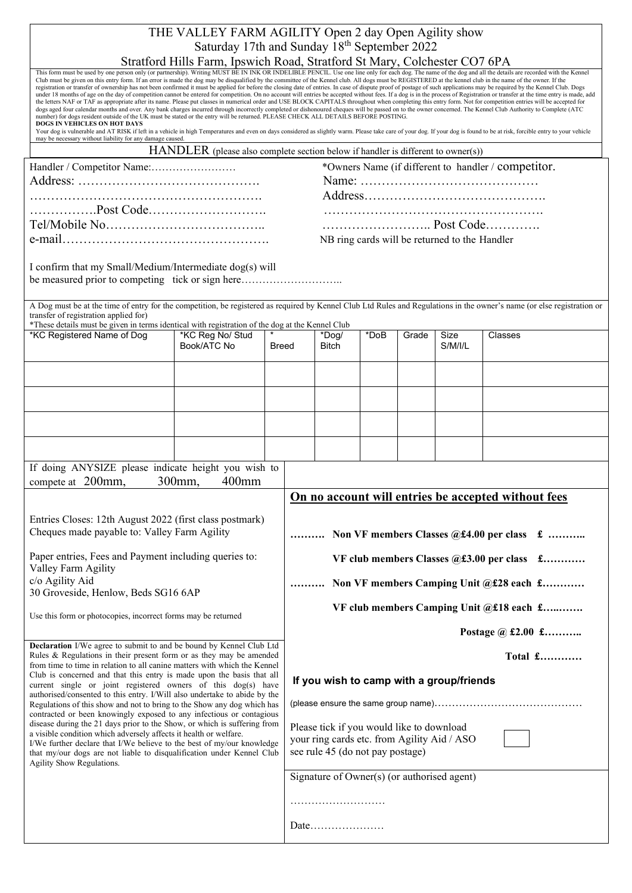# THE VALLEY FARM AGILITY Open 2 day Open Agility show

Saturday 17th and Sunday 18th September 2022

Stratford Hills Farm, Ipswich Road, Stratford St Mary, Colchester CO7 6PA

This form must be used by one person only (or partnership). Writing MUST BE IN INK OR INDELIBLE PENCIL. Use one line only for each dog. The name of the dog and all the details are recorded with the Kennel Club must be given on this entry form. If an error is made the dog may be disqualified by the committee of the Kennel club. All dogs must be REGISTERED at the kennel club in the name of the owner. If the registration or transfer of ownership has not been confirmed it must be applied for before the closing date of entries. In case of dispute proof of postage of such applications may be required by the Kennel Club. Dogs under 18 months of age on the day of competition cannot be entered for competition. On no account will entries be accepted without fees. If a dog is in the process of Registration or transfer at the time entry is made, add the letters NAF or TAF as appropriate after its name. Please put classes in numerical order and USE BLOCK CAPITALS throughout when completing this entry form. Not for competition entries will be accepted for dogs aged four calendar months and over. Any bank charges incurred through incorrectly completed or dishonoured cheques will be passed on to the owner concerned. The Kennel Club Authority to Complete (ATC number) for dogs resident outside of the UK must be stated or the entry will be returned. PLEASE CHECK ALL DETAILS BEFORE POSTING.

**DOGS IN VEHICLES ON HOT DAYS**

Your dog is vulnerable and AT RISK if left in a vehicle in high Temperatures and even on days considered as slightly warm. Please take care of your dog. If your dog is found to be at risk, forcible entry to your vehicle may be necessary without liability for any damage caused.

## HANDLER (please also complete section below if handler is different to owner(s))

Handler / Competitor Name:……………………

Address: …………………………………….

……………………………………………….

…………….Post Code……………………….

Tel/Mobile No………………………………..

e-mail………………………………………….

*Owners Name (if different to handler / competitor.

Name: ……………………………………

Address…………………………………….

…………………………………………….

…………………….. Post Code………….

NB ring cards will be returned to the Handler

I confirm that my Small/Medium/Intermediate dog(s) will be measured prior to competing tick or sign here………………………..

A Dog must be at the time of entry for the competition, be registered as required by Kennel Club Ltd Rules and Regulations in the owner's name (or else registration or transfer of registration applied for)

*These details must be given in terms identical with registration of the dog at the Kennel Club

| *KC Registered Name of Dog | *KC Reg No/ Stud Book/ATC No | * Breed | *Dog/ Bitch | *DoB | Grade | Size S/M/I/L | Classes |
|---|---|---|---|---|---|---|---|
| | | | | | | | |
| | | | | | | | |
| | | | | | | | |
| | | | | | | | |

If doing ANYSIZE please indicate height you wish to compete at 200mm, 300mm, 400mm

Entries Closes: 12th August 2022 (first class postmark)

Cheques made payable to: Valley Farm Agility

Paper entries, Fees and Payment including queries to:
Valley Farm Agility
c/o Agility Aid
30 Groveside, Henlow, Beds SG16 6AP

Use this form or photocopies, incorrect forms may be returned

**On no account will entries be accepted without fees**

**………. Non VF members Classes @£4.00 per class £ ………..**

**VF club members Classes @£3.00 per class £…………**

**………. Non VF members Camping Unit @£28 each £…………**

**VF club members Camping Unit @£18 each £…..…….**

**Postage @ £2.00 £………..**

**Total £…………**

**Declaration** I/We agree to submit to and be bound by Kennel Club Ltd Rules & Regulations in their present form or as they may be amended from time to time in relation to all canine matters with which the Kennel Club is concerned and that this entry is made upon the basis that all current single or joint registered owners of this dog(s) have authorised/consented to this entry. I/Will also undertake to abide by the Regulations of this show and not to bring to the Show any dog which has contracted or been knowingly exposed to any infectious or contagious disease during the 21 days prior to the Show, or which is suffering from a visible condition which adversely affects it health or welfare.
I/We further declare that I/We believe to the best of my/our knowledge that my/our dogs are not liable to disqualification under Kennel Club Agility Show Regulations.

**If you wish to camp with a group/friends**

(please ensure the same group name)……………………………………

Please tick if you would like to download your ring cards etc. from Agility Aid / ASO see rule 45 (do not pay postage) ☐

Signature of Owner(s) (or authorised agent)

………………………

Date…………………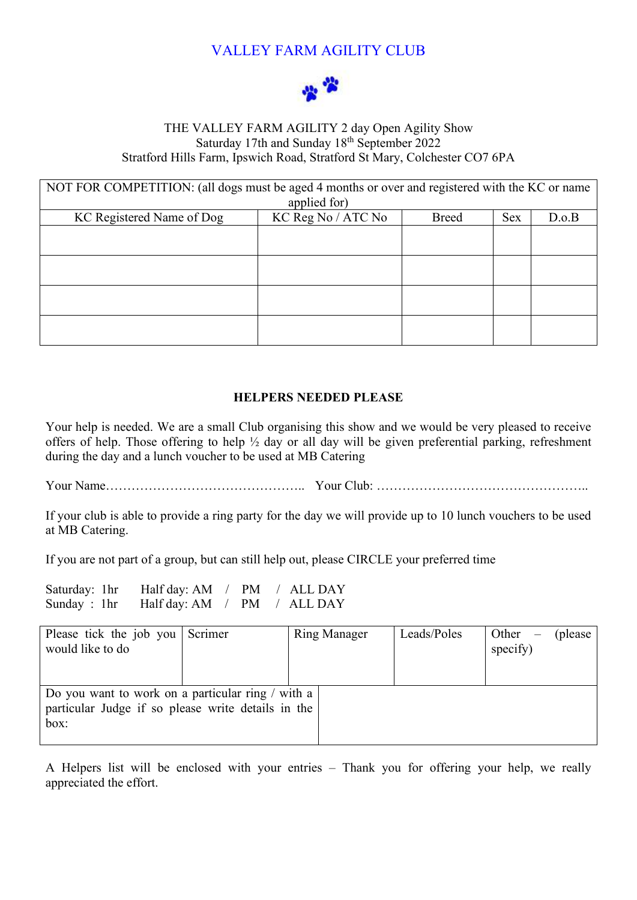# VALLEY FARM AGILITY CLUB

THE VALLEY FARM AGILITY 2 day Open Agility Show
Saturday 17th and Sunday 18th September 2022
Stratford Hills Farm, Ipswich Road, Stratford St Mary, Colchester CO7 6PA

| NOT FOR COMPETITION: (all dogs must be aged 4 months or over and registered with the KC or name applied for) | | | | |
|---|---|---|---|---|
| KC Registered Name of Dog | KC Reg No / ATC No | Breed | Sex | D.o.B |
| | | | | |
| | | | | |
| | | | | |
| | | | | |

**HELPERS NEEDED PLEASE**

Your help is needed. We are a small Club organising this show and we would be very pleased to receive offers of help. Those offering to help ½ day or all day will be given preferential parking, refreshment during the day and a lunch voucher to be used at MB Catering

Your Name……………………………………….. Your Club: …………………………………………..

If your club is able to provide a ring party for the day we will provide up to 10 lunch vouchers to be used at MB Catering.

If you are not part of a group, but can still help out, please CIRCLE your preferred time

Saturday: 1hr Half day: AM / PM / ALL DAY
Sunday : 1hr Half day: AM / PM / ALL DAY

| Please tick the job you would like to do | Scrimer | Ring Manager | Leads/Poles | Other – (please specify) |
|---|---|---|---|---|
| Do you want to work on a particular ring / with a particular Judge if so please write details in the box: | | | | |

A Helpers list will be enclosed with your entries – Thank you for offering your help, we really appreciated the effort.